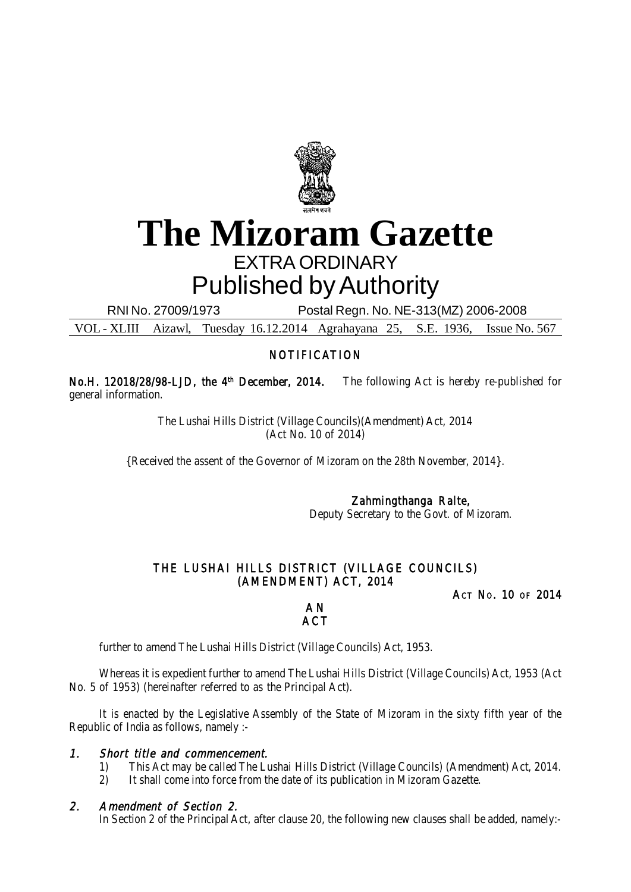# The Mizoram Gazette

## EXTRA ORDINARY

## Published by Authority

RNI No. 27009/1973 Postal Regn. No. NE-313(MZ) 2006-2008

VOL - XLIII Aizawl, Tuesday 16.12.2014 Agrahayana 25, S.E. 1936, Issue No. 567

### NOTIFICATION

**No.H. 12018/28/98-LJD, the 4th December, 2014.** The following Act is hereby re-published for general information.

The Lushai Hills District (Village Councils)(Amendment) Act, 2014
(Act No. 10 of 2014)

{Received the assent of the Governor of Mizoram on the 28th November, 2014}.

**Zahmingthanga Ralte,**
Deputy Secretary to the Govt. of Mizoram.

### THE LUSHAI HILLS DISTRICT (VILLAGE COUNCILS) (AMENDMENT) ACT, 2014

**ACT NO. 10 OF 2014**

**AN ACT**

further to amend The Lushai Hills District (Village Councils) Act, 1953.

Whereas it is expedient further to amend The Lushai Hills District (Village Councils) Act, 1953 (Act No. 5 of 1953) (hereinafter referred to as the Principal Act).

It is enacted by the Legislative Assembly of the State of Mizoram in the sixty fifth year of the Republic of India as follows, namely :-

**1. *Short title and commencement.***

1) This Act may be called The Lushai Hills District (Village Councils) (Amendment) Act, 2014.
2) It shall come into force from the date of its publication in Mizoram Gazette.

**2. *Amendment of Section 2.***

In Section 2 of the Principal Act, after clause 20, the following new clauses shall be added, namely:-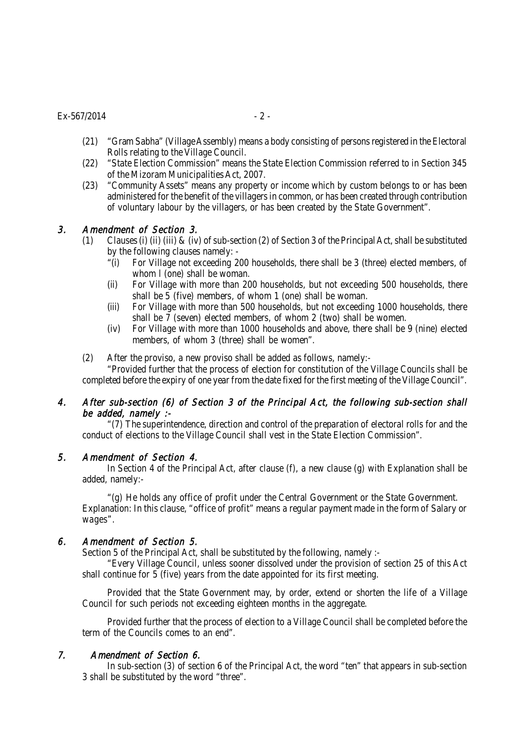(21) "Gram Sabha" (Village Assembly) means a body consisting of persons registered in the Electoral Rolls relating to the Village Council.

(22) "State Election Commission" means the State Election Commission referred to in Section 345 of the Mizoram Municipalities Act, 2007.

(23) "Community Assets" means any property or income which by custom belongs to or has been administered for the benefit of the villagers in common, or has been created through contribution of voluntary labour by the villagers, or has been created by the State Government".

### 3. *Amendment of Section 3.*

(1) Clauses (i) (ii) (iii) & (iv) of sub-section (2) of Section 3 of the Principal Act, shall be substituted by the following clauses namely: -

"(i) For Village not exceeding 200 households, there shall be 3 (three) elected members, of whom l (one) shall be woman.

(ii) For Village with more than 200 households, but not exceeding 500 households, there shall be 5 (five) members, of whom 1 (one) shall be woman.

(iii) For Village with more than 500 households, but not exceeding 1000 households, there shall be 7 (seven) elected members, of whom 2 (two) shall be women.

(iv) For Village with more than 1000 households and above, there shall be 9 (nine) elected members, of whom 3 (three) shall be women".

(2) After the proviso, a new proviso shall be added as follows, namely:-

"Provided further that the process of election for constitution of the Village Councils shall be completed before the expiry of one year from the date fixed for the first meeting of the Village Council".

### 4. *After sub-section (6) of Section 3 of the Principal Act, the following sub-section shall be added, namely :-*

"(7) The superintendence, direction and control of the preparation of electoral rolls for and the conduct of elections to the Village Council shall vest in the State Election Commission".

### 5. *Amendment of Section 4.*

In Section 4 of the Principal Act, after clause (f), a new clause (g) with Explanation shall be added, namely:-

"(g) He holds any office of profit under the Central Government or the State Government. Explanation: In this clause, "office of profit" means a regular payment made in the form of Salary or wages".

### 6. *Amendment of Section 5.*

Section 5 of the Principal Act, shall be substituted by the following, namely :-

"Every Village Council, unless sooner dissolved under the provision of section 25 of this Act shall continue for 5 (five) years from the date appointed for its first meeting.

Provided that the State Government may, by order, extend or shorten the life of a Village Council for such periods not exceeding eighteen months in the aggregate.

Provided further that the process of election to a Village Council shall be completed before the term of the Councils comes to an end".

### 7. *Amendment of Section 6.*

In sub-section (3) of section 6 of the Principal Act, the word "ten" that appears in sub-section 3 shall be substituted by the word "three".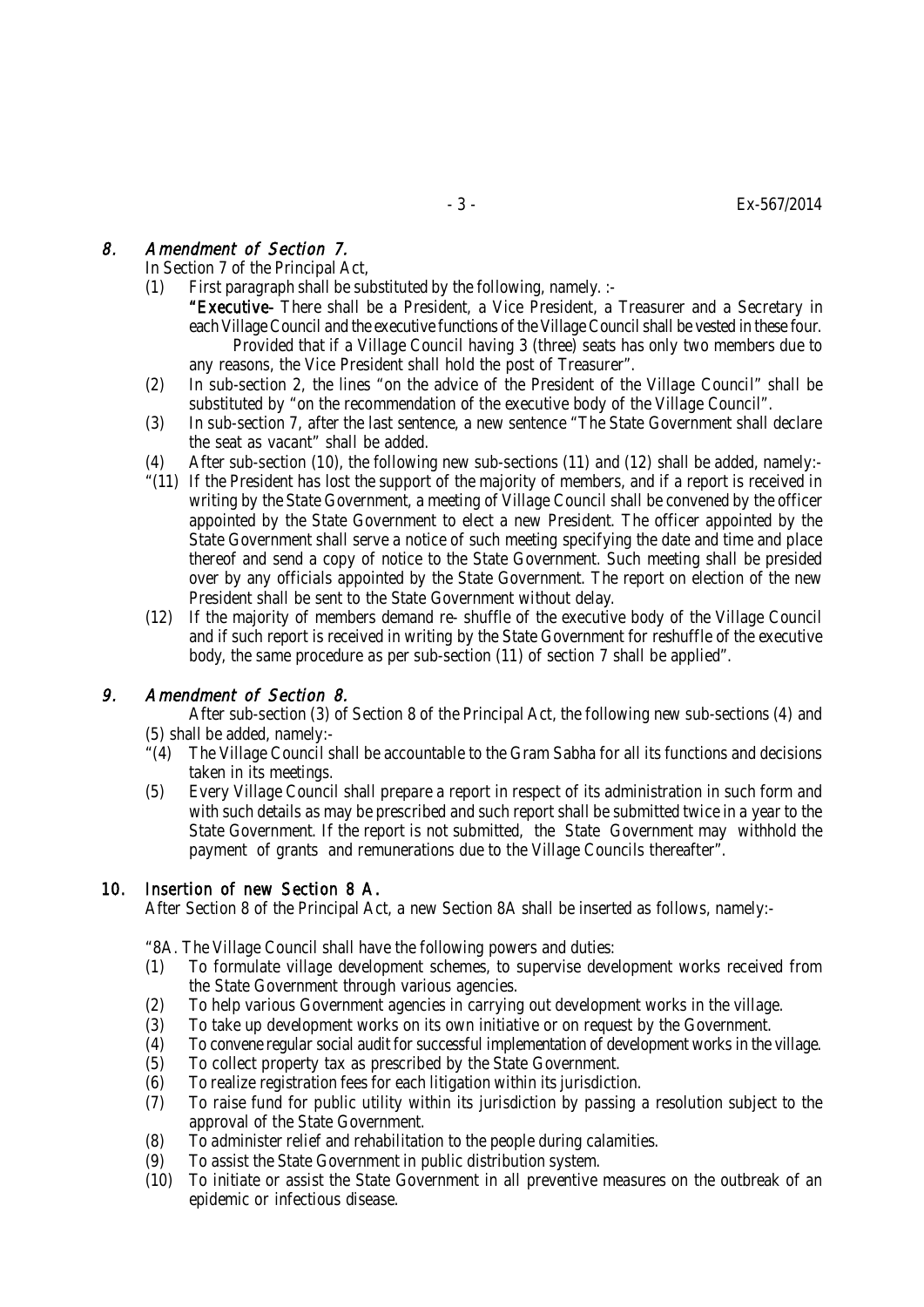## 8. *Amendment of Section 7.*

In Section 7 of the Principal Act,

(1) First paragraph shall be substituted by the following, namely. :-

**"Executive-** There shall be a President, a Vice President, a Treasurer and a Secretary in each Village Council and the executive functions of the Village Council shall be vested in these four.

Provided that if a Village Council having 3 (three) seats has only two members due to any reasons, the Vice President shall hold the post of Treasurer".

(2) In sub-section 2, the lines "on the advice of the President of the Village Council" shall be substituted by "on the recommendation of the executive body of the Village Council".

(3) In sub-section 7, after the last sentence, a new sentence "The State Government shall declare the seat as vacant" shall be added.

(4) After sub-section (10), the following new sub-sections (11) and (12) shall be added, namely:-

"(11) If the President has lost the support of the majority of members, and if a report is received in writing by the State Government, a meeting of Village Council shall be convened by the officer appointed by the State Government to elect a new President. The officer appointed by the State Government shall serve a notice of such meeting specifying the date and time and place thereof and send a copy of notice to the State Government. Such meeting shall be presided over by any officials appointed by the State Government. The report on election of the new President shall be sent to the State Government without delay.

(12) If the majority of members demand re- shuffle of the executive body of the Village Council and if such report is received in writing by the State Government for reshuffle of the executive body, the same procedure as per sub-section (11) of section 7 shall be applied".

## 9. *Amendment of Section 8.*

After sub-section (3) of Section 8 of the Principal Act, the following new sub-sections (4) and (5) shall be added, namely:-

"(4) The Village Council shall be accountable to the Gram Sabha for all its functions and decisions taken in its meetings.

(5) Every Village Council shall prepare a report in respect of its administration in such form and with such details as may be prescribed and such report shall be submitted twice in a year to the State Government. If the report is not submitted, the State Government may withhold the payment of grants and remunerations due to the Village Councils thereafter".

## 10. Insertion of new Section 8 A.

After Section 8 of the Principal Act, a new Section 8A shall be inserted as follows, namely:-

"8A. The Village Council shall have the following powers and duties:

(1) To formulate village development schemes, to supervise development works received from the State Government through various agencies.

(2) To help various Government agencies in carrying out development works in the village.

(3) To take up development works on its own initiative or on request by the Government.

(4) To convene regular social audit for successful implementation of development works in the village.

(5) To collect property tax as prescribed by the State Government.

(6) To realize registration fees for each litigation within its jurisdiction.

(7) To raise fund for public utility within its jurisdiction by passing a resolution subject to the approval of the State Government.

(8) To administer relief and rehabilitation to the people during calamities.

(9) To assist the State Government in public distribution system.

(10) To initiate or assist the State Government in all preventive measures on the outbreak of an epidemic or infectious disease.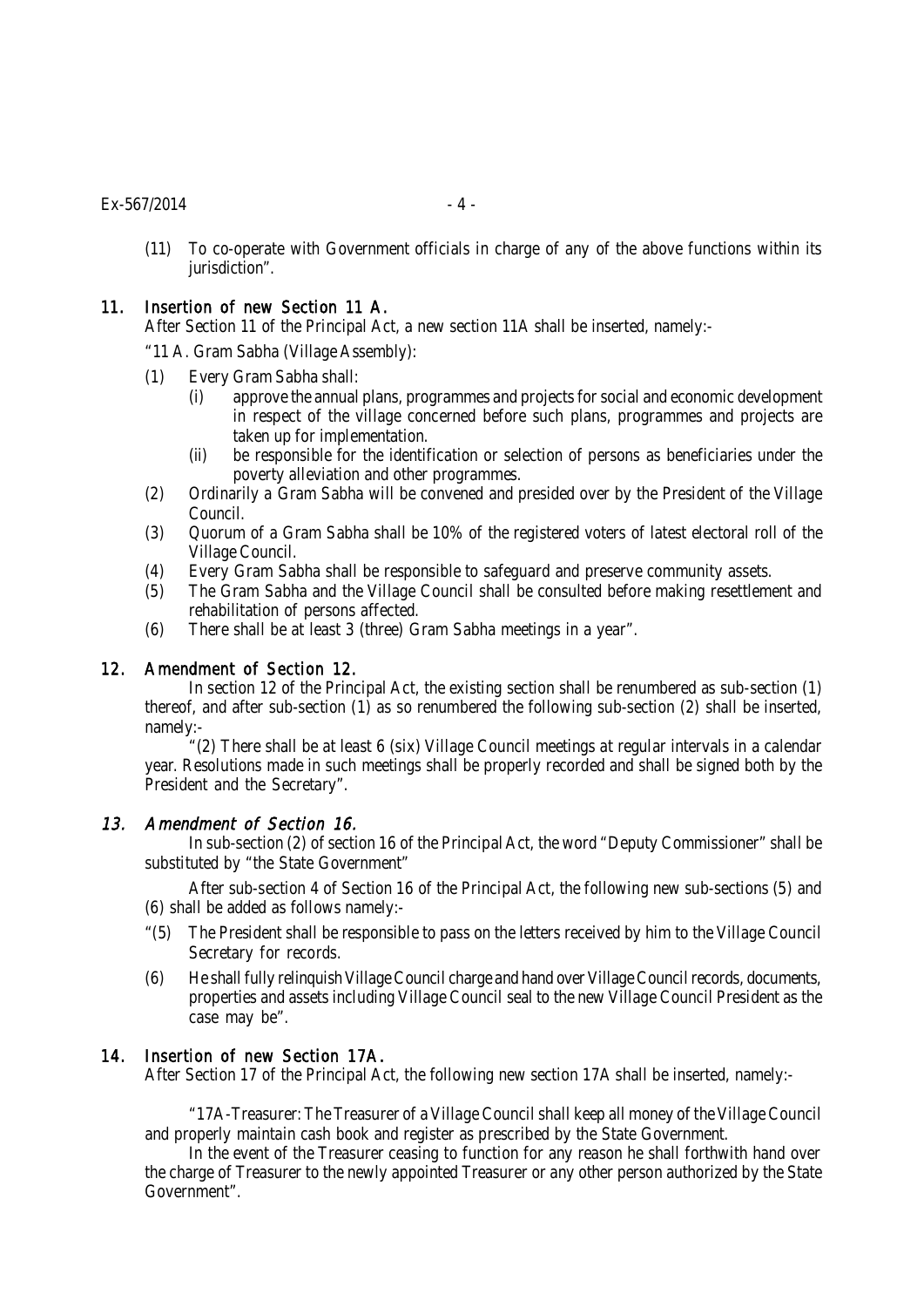(11) To co-operate with Government officials in charge of any of the above functions within its jurisdiction".

**11. *Insertion of new Section 11 A.***

After Section 11 of the Principal Act, a new section 11A shall be inserted, namely:-

"11 A. Gram Sabha (Village Assembly):

(1) Every Gram Sabha shall:
  (i) approve the annual plans, programmes and projects for social and economic development in respect of the village concerned before such plans, programmes and projects are taken up for implementation.
  (ii) be responsible for the identification or selection of persons as beneficiaries under the poverty alleviation and other programmes.

(2) Ordinarily a Gram Sabha will be convened and presided over by the President of the Village Council.

(3) Quorum of a Gram Sabha shall be 10% of the registered voters of latest electoral roll of the Village Council.

(4) Every Gram Sabha shall be responsible to safeguard and preserve community assets.

(5) The Gram Sabha and the Village Council shall be consulted before making resettlement and rehabilitation of persons affected.

(6) There shall be at least 3 (three) Gram Sabha meetings in a year".

**12. *Amendment of Section 12.***

In section 12 of the Principal Act, the existing section shall be renumbered as sub-section (1) thereof, and after sub-section (1) as so renumbered the following sub-section (2) shall be inserted, namely:-

"(2) There shall be at least 6 (six) Village Council meetings at regular intervals in a calendar year. Resolutions made in such meetings shall be properly recorded and shall be signed both by the President and the Secretary".

***13. Amendment of Section 16.***

In sub-section (2) of section 16 of the Principal Act, the word "Deputy Commissioner" shall be substituted by "the State Government"

After sub-section 4 of Section 16 of the Principal Act, the following new sub-sections (5) and (6) shall be added as follows namely:-

"(5) The President shall be responsible to pass on the letters received by him to the Village Council Secretary for records.

(6) He shall fully relinquish Village Council charge and hand over Village Council records, documents, properties and assets including Village Council seal to the new Village Council President as the case may be".

**14. *Insertion of new Section 17A.***

After Section 17 of the Principal Act, the following new section 17A shall be inserted, namely:-

"17A-Treasurer: The Treasurer of a Village Council shall keep all money of the Village Council and properly maintain cash book and register as prescribed by the State Government.

In the event of the Treasurer ceasing to function for any reason he shall forthwith hand over the charge of Treasurer to the newly appointed Treasurer or any other person authorized by the State Government".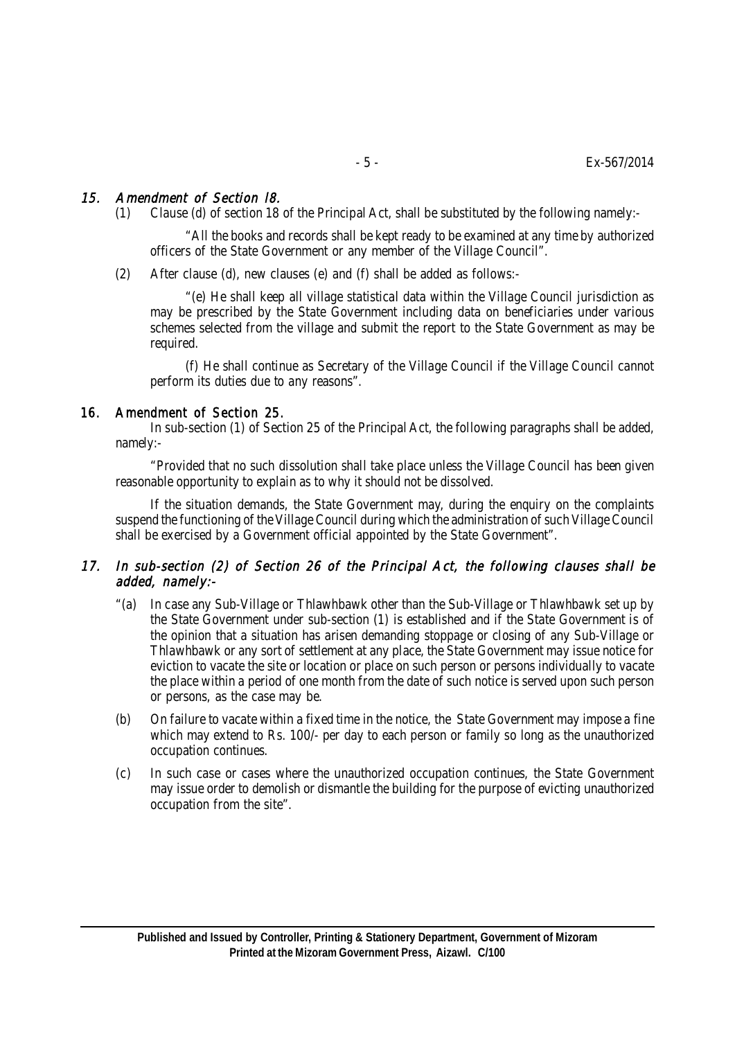### *15. Amendment of Section 18.*

(1) Clause (d) of section 18 of the Principal Act, shall be substituted by the following namely:-

"All the books and records shall be kept ready to be examined at any time by authorized officers of the State Government or any member of the Village Council".

(2) After clause (d), new clauses (e) and (f) shall be added as follows:-

"(e) He shall keep all village statistical data within the Village Council jurisdiction as may be prescribed by the State Government including data on beneficiaries under various schemes selected from the village and submit the report to the State Government as may be required.

(f) He shall continue as Secretary of the Village Council if the Village Council cannot perform its duties due to any reasons".

### *16. Amendment of Section 25.*

In sub-section (1) of Section 25 of the Principal Act, the following paragraphs shall be added, namely:-

"Provided that no such dissolution shall take place unless the Village Council has been given reasonable opportunity to explain as to why it should not be dissolved.

If the situation demands, the State Government may, during the enquiry on the complaints suspend the functioning of the Village Council during which the administration of such Village Council shall be exercised by a Government official appointed by the State Government".

### *17. In sub-section (2) of Section 26 of the Principal Act, the following clauses shall be added, namely:-*

"(a) In case any Sub-Village or Thlawhbawk other than the Sub-Village or Thlawhbawk set up by the State Government under sub-section (1) is established and if the State Government is of the opinion that a situation has arisen demanding stoppage or closing of any Sub-Village or Thlawhbawk or any sort of settlement at any place, the State Government may issue notice for eviction to vacate the site or location or place on such person or persons individually to vacate the place within a period of one month from the date of such notice is served upon such person or persons, as the case may be.

(b) On failure to vacate within a fixed time in the notice, the State Government may impose a fine which may extend to Rs. 100/- per day to each person or family so long as the unauthorized occupation continues.

(c) In such case or cases where the unauthorized occupation continues, the State Government may issue order to demolish or dismantle the building for the purpose of evicting unauthorized occupation from the site".

---

**Published and Issued by Controller, Printing & Stationery Department, Government of Mizoram**
**Printed at the Mizoram Government Press, Aizawl. C/100**